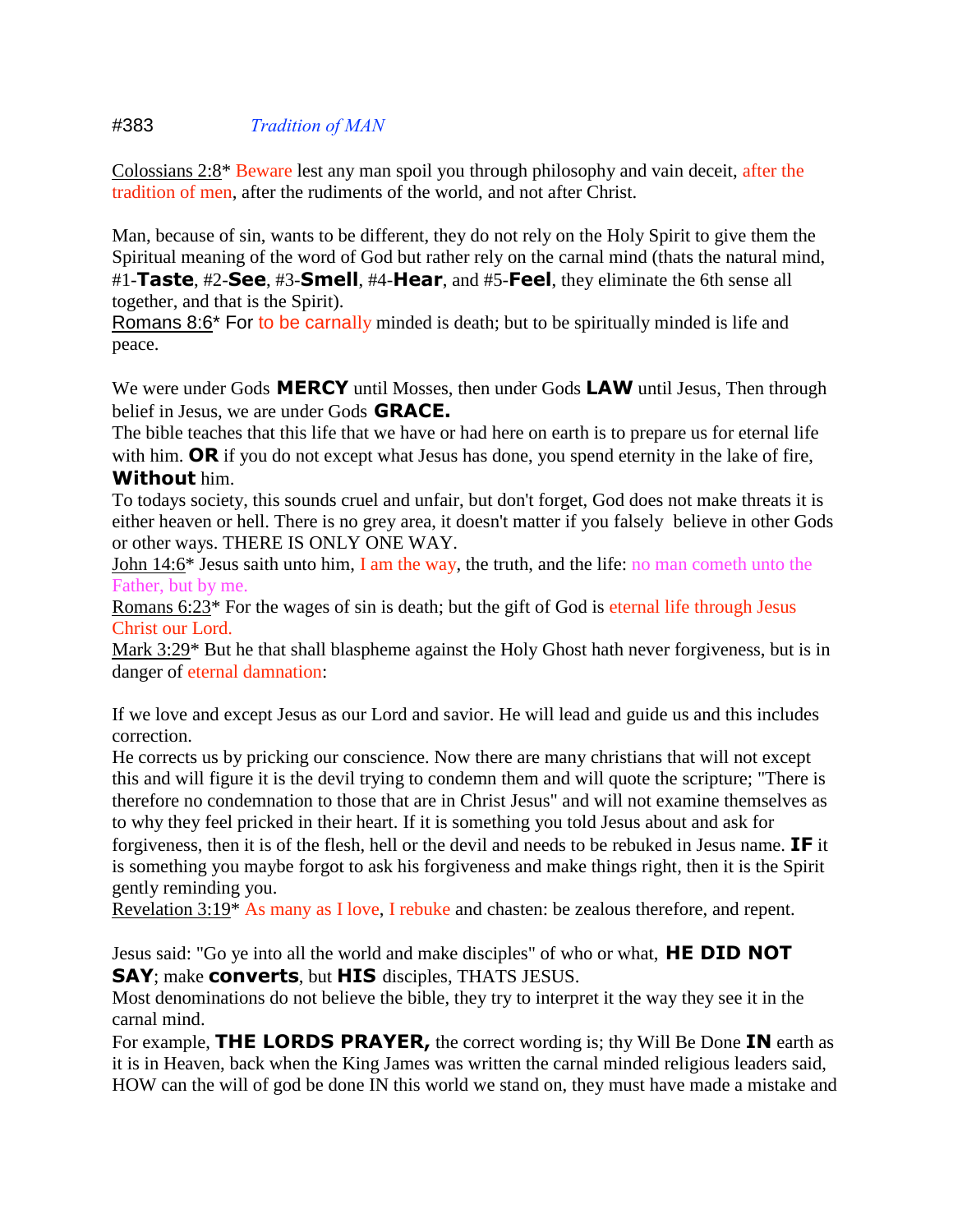#383 *Tradition of MAN*

Colossians 2:8* Beware lest any man spoil you through philosophy and vain deceit, after the tradition of men, after the rudiments of the world, and not after Christ.

Man, because of sin, wants to be different, they do not rely on the Holy Spirit to give them the Spiritual meaning of the word of God but rather rely on the carnal mind (thats the natural mind, #1-**Taste**, #2-**See**, #3-**Smell**, #4-**Hear**, and #5-**Feel**, they eliminate the 6th sense all together, and that is the Spirit).
Romans 8:6* For to be carnally minded is death; but to be spiritually minded is life and peace.

We were under Gods **MERCY** until Mosses, then under Gods **LAW** until Jesus, Then through belief in Jesus, we are under Gods **GRACE.**
The bible teaches that this life that we have or had here on earth is to prepare us for eternal life with him. **OR** if you do not except what Jesus has done, you spend eternity in the lake of fire, **Without** him.
To todays society, this sounds cruel and unfair, but don't forget, God does not make threats it is either heaven or hell. There is no grey area, it doesn't matter if you falsely believe in other Gods or other ways. THERE IS ONLY ONE WAY.
John 14:6* Jesus saith unto him, I am the way, the truth, and the life: no man cometh unto the Father, but by me.
Romans 6:23* For the wages of sin is death; but the gift of God is eternal life through Jesus Christ our Lord.
Mark 3:29* But he that shall blaspheme against the Holy Ghost hath never forgiveness, but is in danger of eternal damnation:

If we love and except Jesus as our Lord and savior. He will lead and guide us and this includes correction.
He corrects us by pricking our conscience. Now there are many christians that will not except this and will figure it is the devil trying to condemn them and will quote the scripture; "There is therefore no condemnation to those that are in Christ Jesus" and will not examine themselves as to why they feel pricked in their heart. If it is something you told Jesus about and ask for forgiveness, then it is of the flesh, hell or the devil and needs to be rebuked in Jesus name. **IF** it is something you maybe forgot to ask his forgiveness and make things right, then it is the Spirit gently reminding you.
Revelation 3:19* As many as I love, I rebuke and chasten: be zealous therefore, and repent.

Jesus said: "Go ye into all the world and make disciples" of who or what, **HE DID NOT SAY**; make **converts**, but **HIS** disciples, THATS JESUS.
Most denominations do not believe the bible, they try to interpret it the way they see it in the carnal mind.
For example, **THE LORDS PRAYER,** the correct wording is; thy Will Be Done **IN** earth as it is in Heaven, back when the King James was written the carnal minded religious leaders said, HOW can the will of god be done IN this world we stand on, they must have made a mistake and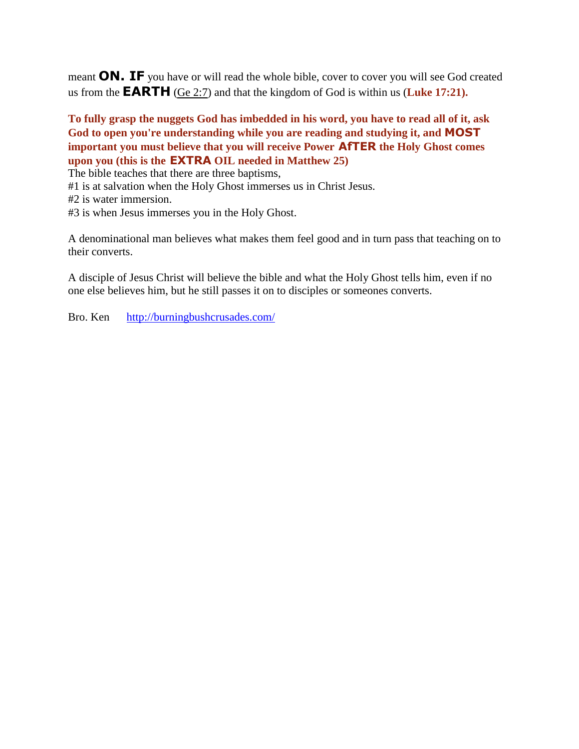meant **ON. IF** you have or will read the whole bible, cover to cover you will see God created us from the **EARTH** (Ge 2:7) and that the kingdom of God is within us (**Luke 17:21).**

**To fully grasp the nuggets God has imbedded in his word, you have to read all of it, ask God to open you're understanding while you are reading and studying it, and MOST important you must believe that you will receive Power AfTER the Holy Ghost comes upon you (this is the EXTRA OIL needed in Matthew 25)**

The bible teaches that there are three baptisms,
#1 is at salvation when the Holy Ghost immerses us in Christ Jesus.
#2 is water immersion.
#3 is when Jesus immerses you in the Holy Ghost.

A denominational man believes what makes them feel good and in turn pass that teaching on to their converts.

A disciple of Jesus Christ will believe the bible and what the Holy Ghost tells him, even if no one else believes him, but he still passes it on to disciples or someones converts.

Bro. Ken http://burningbushcrusades.com/